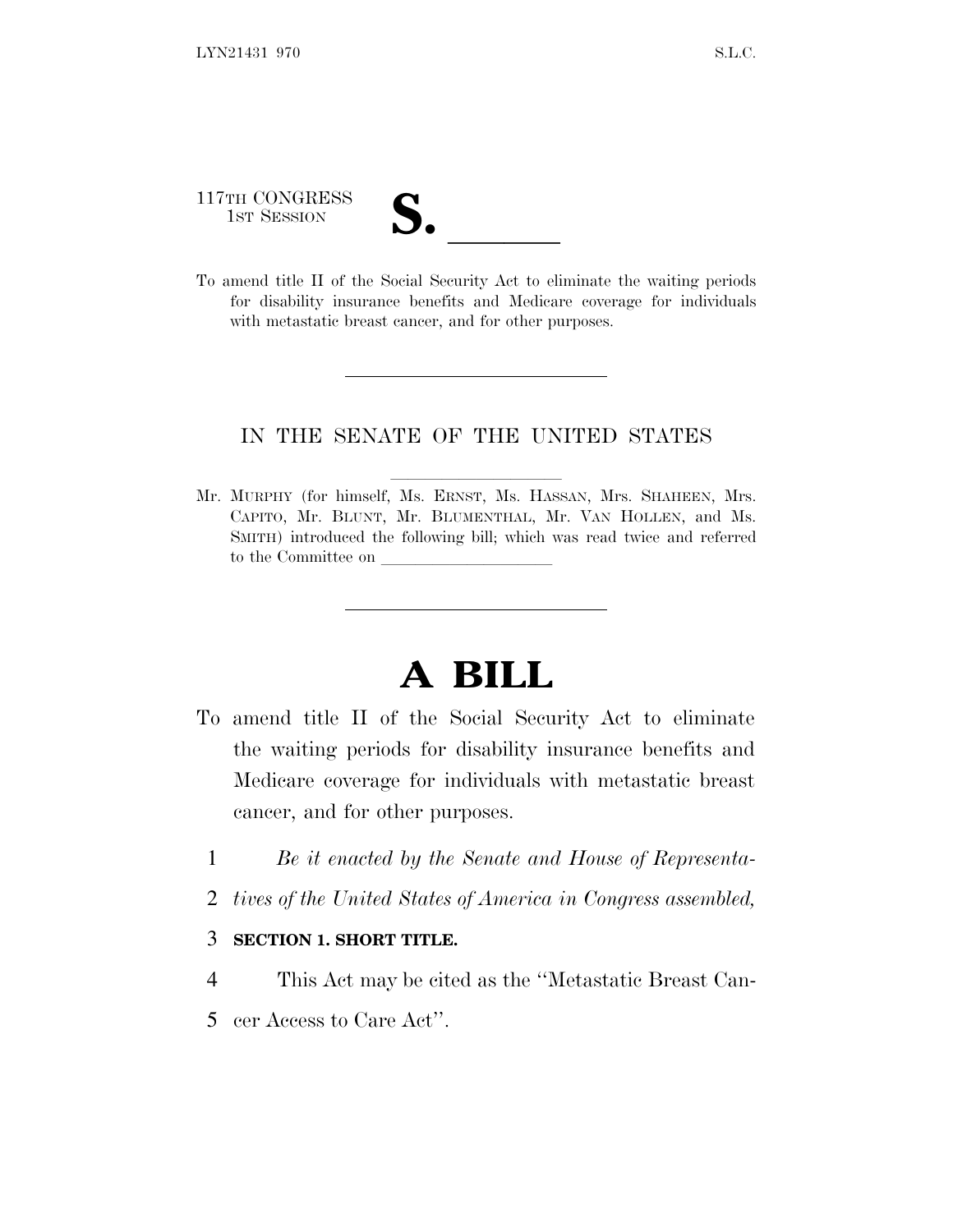117TH CONGRESS
1ST SESSION

# S. \_\_\_\_\_\_

To amend title II of the Social Security Act to eliminate the waiting periods for disability insurance benefits and Medicare coverage for individuals with metastatic breast cancer, and for other purposes.

---

IN THE SENATE OF THE UNITED STATES

Mr. MURPHY (for himself, Ms. ERNST, Ms. HASSAN, Mrs. SHAHEEN, Mrs. CAPITO, Mr. BLUNT, Mr. BLUMENTHAL, Mr. VAN HOLLEN, and Ms. SMITH) introduced the following bill; which was read twice and referred to the Committee on \_\_\_\_\_\_\_\_\_\_\_\_\_\_\_\_\_\_\_\_

---

# A BILL

To amend title II of the Social Security Act to eliminate the waiting periods for disability insurance benefits and Medicare coverage for individuals with metastatic breast cancer, and for other purposes.

1 *Be it enacted by the Senate and House of Representa-*
2 *tives of the United States of America in Congress assembled,*

3 **SECTION 1. SHORT TITLE.**

4 This Act may be cited as the ''Metastatic Breast Can-
5 cer Access to Care Act''.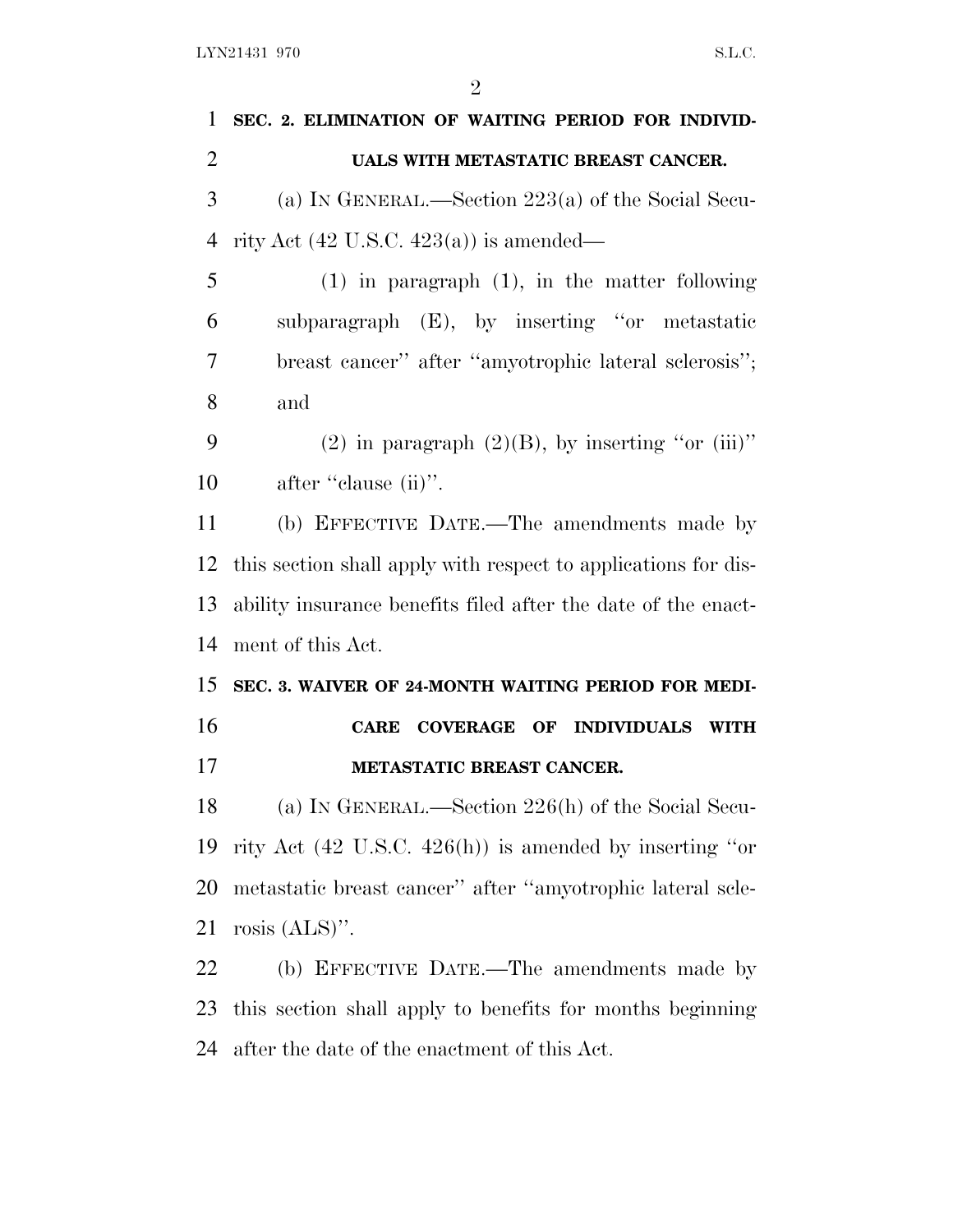**SEC. 2. ELIMINATION OF WAITING PERIOD FOR INDIVIDUALS WITH METASTATIC BREAST CANCER.**

(a) IN GENERAL.—Section 223(a) of the Social Security Act (42 U.S.C. 423(a)) is amended—

(1) in paragraph (1), in the matter following subparagraph (E), by inserting ''or metastatic breast cancer'' after ''amyotrophic lateral sclerosis''; and

(2) in paragraph (2)(B), by inserting ''or (iii)'' after ''clause (ii)''.

(b) EFFECTIVE DATE.—The amendments made by this section shall apply with respect to applications for disability insurance benefits filed after the date of the enactment of this Act.

**SEC. 3. WAIVER OF 24-MONTH WAITING PERIOD FOR MEDICARE COVERAGE OF INDIVIDUALS WITH METASTATIC BREAST CANCER.**

(a) IN GENERAL.—Section 226(h) of the Social Security Act (42 U.S.C. 426(h)) is amended by inserting ''or metastatic breast cancer'' after ''amyotrophic lateral sclerosis (ALS)''.

(b) EFFECTIVE DATE.—The amendments made by this section shall apply to benefits for months beginning after the date of the enactment of this Act.